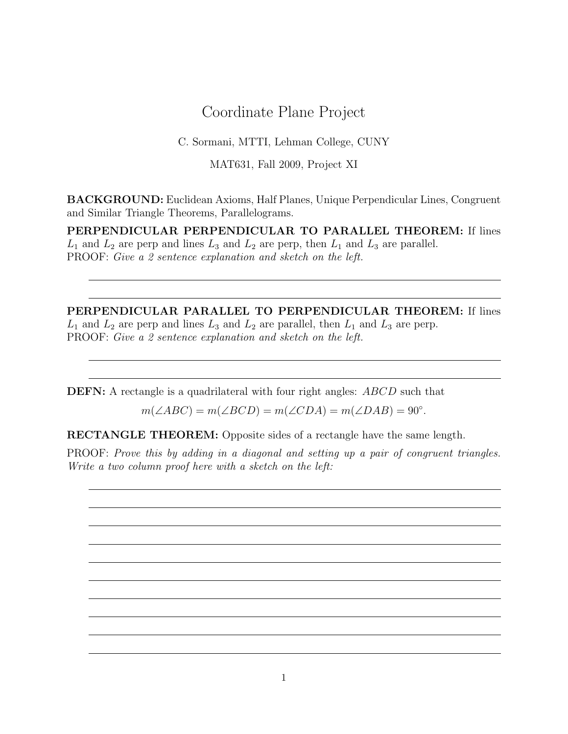# Coordinate Plane Project

C. Sormani, MTTI, Lehman College, CUNY

MAT631, Fall 2009, Project XI

**BACKGROUND:** Euclidean Axioms, Half Planes, Unique Perpendicular Lines, Congruent and Similar Triangle Theorems, Parallelograms.

**PERPENDICULAR PERPENDICULAR TO PARALLEL THEOREM:** If lines $L_1$ and $L_2$ are perp and lines $L_3$ and $L_2$ are perp, then $L_1$ and $L_3$ are parallel.
PROOF: *Give a 2 sentence explanation and sketch on the left.*

**PERPENDICULAR PARALLEL TO PERPENDICULAR THEOREM:** If lines $L_1$ and $L_2$ are perp and lines $L_3$ and $L_2$ are parallel, then $L_1$ and $L_3$ are perp.
PROOF: *Give a 2 sentence explanation and sketch on the left.*

**DEFN:** A rectangle is a quadrilateral with four right angles: $ABCD$ such that

$$m(\angle ABC) = m(\angle BCD) = m(\angle CDA) = m(\angle DAB) = 90^\circ.$$

**RECTANGLE THEOREM:** Opposite sides of a rectangle have the same length.

PROOF: *Prove this by adding in a diagonal and setting up a pair of congruent triangles. Write a two column proof here with a sketch on the left:*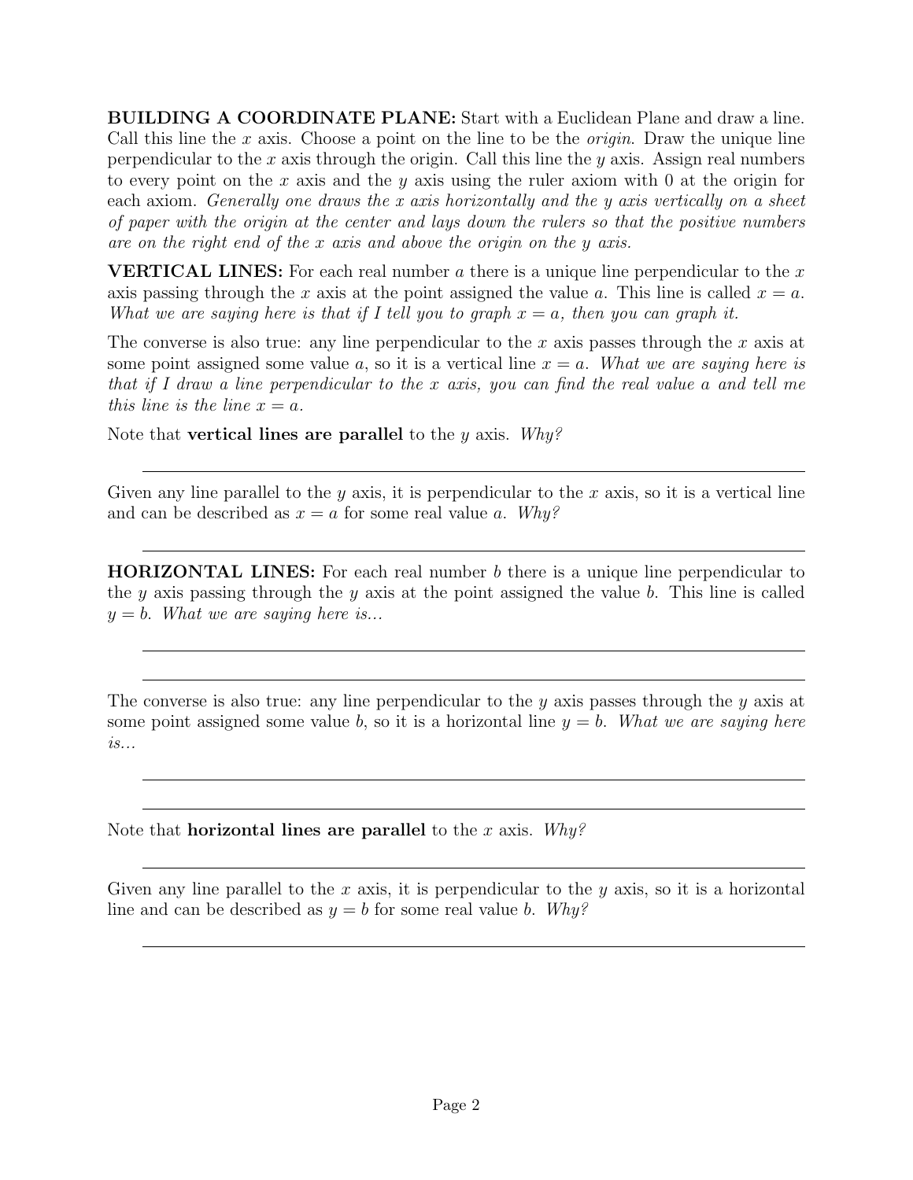**BUILDING A COORDINATE PLANE:** Start with a Euclidean Plane and draw a line. Call this line the $x$ axis. Choose a point on the line to be the *origin*. Draw the unique line perpendicular to the $x$ axis through the origin. Call this line the $y$ axis. Assign real numbers to every point on the $x$ axis and the $y$ axis using the ruler axiom with 0 at the origin for each axiom. *Generally one draws the $x$ axis horizontally and the $y$ axis vertically on a sheet of paper with the origin at the center and lays down the rulers so that the positive numbers are on the right end of the $x$ axis and above the origin on the $y$ axis.*

**VERTICAL LINES:** For each real number $a$ there is a unique line perpendicular to the $x$ axis passing through the $x$ axis at the point assigned the value $a$. This line is called $x = a$. *What we are saying here is that if I tell you to graph $x = a$, then you can graph it.*

The converse is also true: any line perpendicular to the $x$ axis passes through the $x$ axis at some point assigned some value $a$, so it is a vertical line $x = a$. *What we are saying here is that if I draw a line perpendicular to the $x$ axis, you can find the real value $a$ and tell me this line is the line $x = a$.*

Note that **vertical lines are parallel** to the $y$ axis. *Why?*

---

Given any line parallel to the $y$ axis, it is perpendicular to the $x$ axis, so it is a vertical line and can be described as $x = a$ for some real value $a$. *Why?*

---

**HORIZONTAL LINES:** For each real number $b$ there is a unique line perpendicular to the $y$ axis passing through the $y$ axis at the point assigned the value $b$. This line is called $y = b$. *What we are saying here is...*

---

---

The converse is also true: any line perpendicular to the $y$ axis passes through the $y$ axis at some point assigned some value $b$, so it is a horizontal line $y = b$. *What we are saying here is...*

---

---

Note that **horizontal lines are parallel** to the $x$ axis. *Why?*

---

Given any line parallel to the $x$ axis, it is perpendicular to the $y$ axis, so it is a horizontal line and can be described as $y = b$ for some real value $b$. *Why?*

---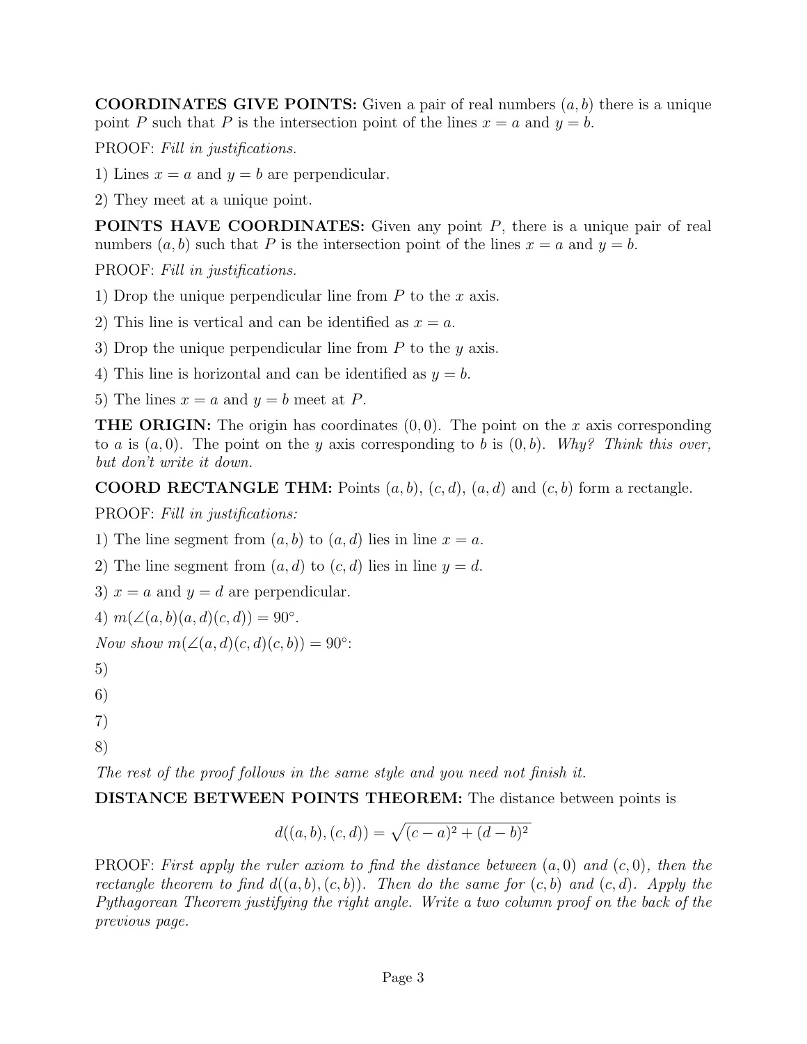**COORDINATES GIVE POINTS:** Given a pair of real numbers $(a, b)$ there is a unique point $P$ such that $P$ is the intersection point of the lines $x = a$ and $y = b$.

PROOF: *Fill in justifications.*

1) Lines $x = a$ and $y = b$ are perpendicular.

2) They meet at a unique point.

**POINTS HAVE COORDINATES:** Given any point $P$, there is a unique pair of real numbers $(a, b)$ such that $P$ is the intersection point of the lines $x = a$ and $y = b$.

PROOF: *Fill in justifications.*

1) Drop the unique perpendicular line from $P$ to the $x$ axis.

2) This line is vertical and can be identified as $x = a$.

3) Drop the unique perpendicular line from $P$ to the $y$ axis.

4) This line is horizontal and can be identified as $y = b$.

5) The lines $x = a$ and $y = b$ meet at $P$.

**THE ORIGIN:** The origin has coordinates $(0, 0)$. The point on the $x$ axis corresponding to $a$ is $(a, 0)$. The point on the $y$ axis corresponding to $b$ is $(0, b)$. *Why? Think this over, but don't write it down.*

**COORD RECTANGLE THM:** Points $(a, b)$, $(c, d)$, $(a, d)$ and $(c, b)$ form a rectangle.

PROOF: *Fill in justifications:*

1) The line segment from $(a, b)$ to $(a, d)$ lies in line $x = a$.

2) The line segment from $(a, d)$ to $(c, d)$ lies in line $y = d$.

3) $x = a$ and $y = d$ are perpendicular.

4) $m(\angle(a, b)(a, d)(c, d)) = 90°$.

*Now show* $m(\angle(a, d)(c, d)(c, b)) = 90°$:

5)

6)

7)

8)

*The rest of the proof follows in the same style and you need not finish it.*

**DISTANCE BETWEEN POINTS THEOREM:** The distance between points is

$$d((a, b), (c, d)) = \sqrt{(c - a)^2 + (d - b)^2}$$

PROOF: *First apply the ruler axiom to find the distance between* $(a, 0)$ *and* $(c, 0)$*, then the rectangle theorem to find* $d((a, b), (c, b))$*. Then do the same for* $(c, b)$ *and* $(c, d)$*. Apply the Pythagorean Theorem justifying the right angle. Write a two column proof on the back of the previous page.*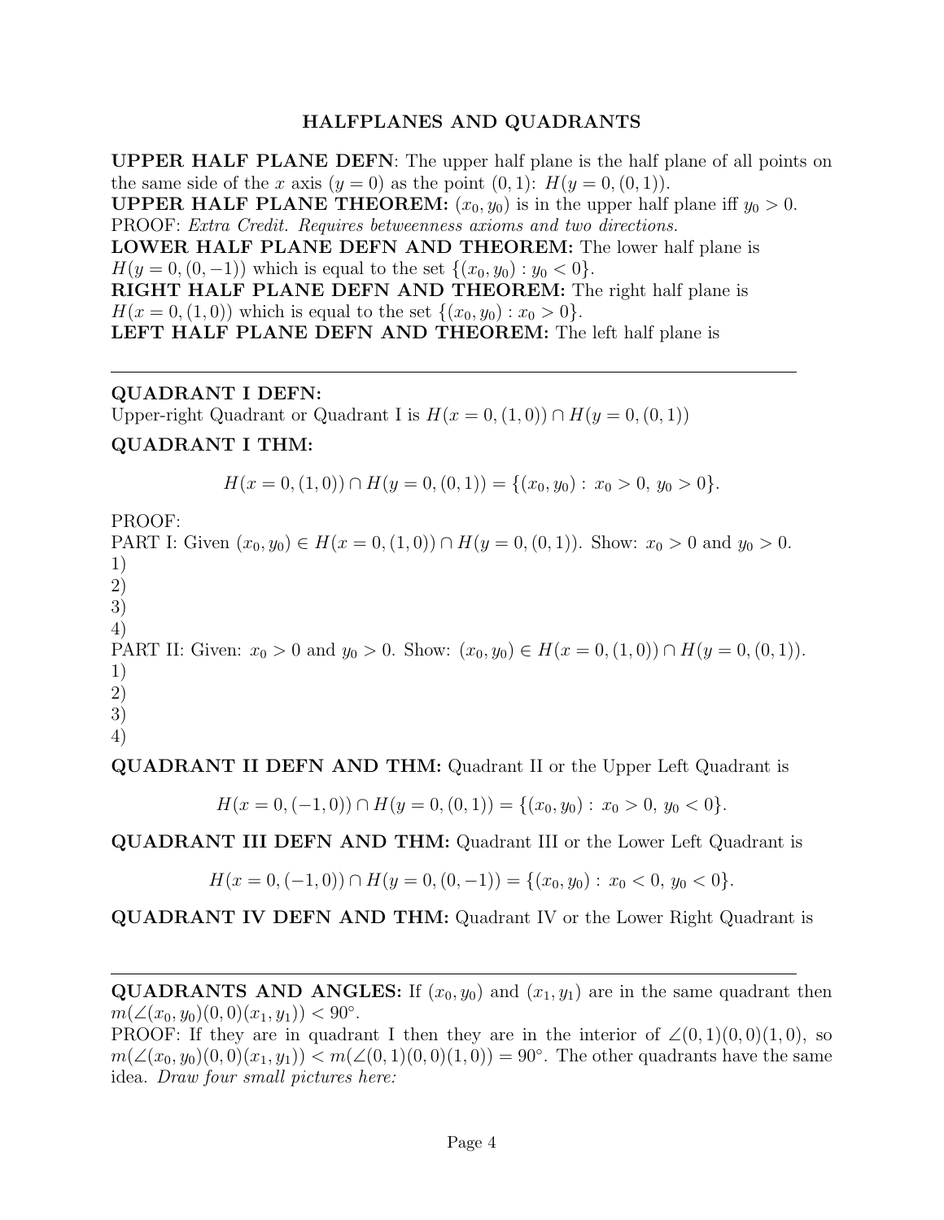## HALFPLANES AND QUADRANTS

**UPPER HALF PLANE DEFN**: The upper half plane is the half plane of all points on the same side of the $x$ axis ($y = 0$) as the point $(0, 1)$: $H(y = 0, (0, 1))$.

**UPPER HALF PLANE THEOREM:** $(x_0, y_0)$ is in the upper half plane iff $y_0 > 0$.

PROOF: *Extra Credit. Requires betweenness axioms and two directions.*

**LOWER HALF PLANE DEFN AND THEOREM:** The lower half plane is $H(y = 0, (0, -1))$ which is equal to the set $\{(x_0, y_0) : y_0 < 0\}$.

**RIGHT HALF PLANE DEFN AND THEOREM:** The right half plane is $H(x = 0, (1, 0))$ which is equal to the set $\{(x_0, y_0) : x_0 > 0\}$.

**LEFT HALF PLANE DEFN AND THEOREM:** The left half plane is

---

**QUADRANT I DEFN:**

Upper-right Quadrant or Quadrant I is $H(x = 0, (1, 0)) \cap H(y = 0, (0, 1))$

**QUADRANT I THM:**

$$H(x = 0, (1, 0)) \cap H(y = 0, (0, 1)) = \{(x_0, y_0) : x_0 > 0, y_0 > 0\}.$$

PROOF:

PART I: Given $(x_0, y_0) \in H(x = 0, (1, 0)) \cap H(y = 0, (0, 1))$. Show: $x_0 > 0$ and $y_0 > 0$.

1)
2)
3)
4)

PART II: Given: $x_0 > 0$ and $y_0 > 0$. Show: $(x_0, y_0) \in H(x = 0, (1, 0)) \cap H(y = 0, (0, 1))$.

1)
2)
3)
4)

**QUADRANT II DEFN AND THM:** Quadrant II or the Upper Left Quadrant is

$$H(x = 0, (-1, 0)) \cap H(y = 0, (0, 1)) = \{(x_0, y_0) : x_0 > 0, y_0 < 0\}.$$

**QUADRANT III DEFN AND THM:** Quadrant III or the Lower Left Quadrant is

$$H(x = 0, (-1, 0)) \cap H(y = 0, (0, -1)) = \{(x_0, y_0) : x_0 < 0, y_0 < 0\}.$$

**QUADRANT IV DEFN AND THM:** Quadrant IV or the Lower Right Quadrant is

---

**QUADRANTS AND ANGLES:** If $(x_0, y_0)$ and $(x_1, y_1)$ are in the same quadrant then $m(\angle(x_0, y_0)(0, 0)(x_1, y_1)) < 90°$.

PROOF: If they are in quadrant I then they are in the interior of $\angle(0, 1)(0, 0)(1, 0)$, so $m(\angle(x_0, y_0)(0, 0)(x_1, y_1)) < m(\angle(0, 1)(0, 0)(1, 0)) = 90°$. The other quadrants have the same idea. *Draw four small pictures here:*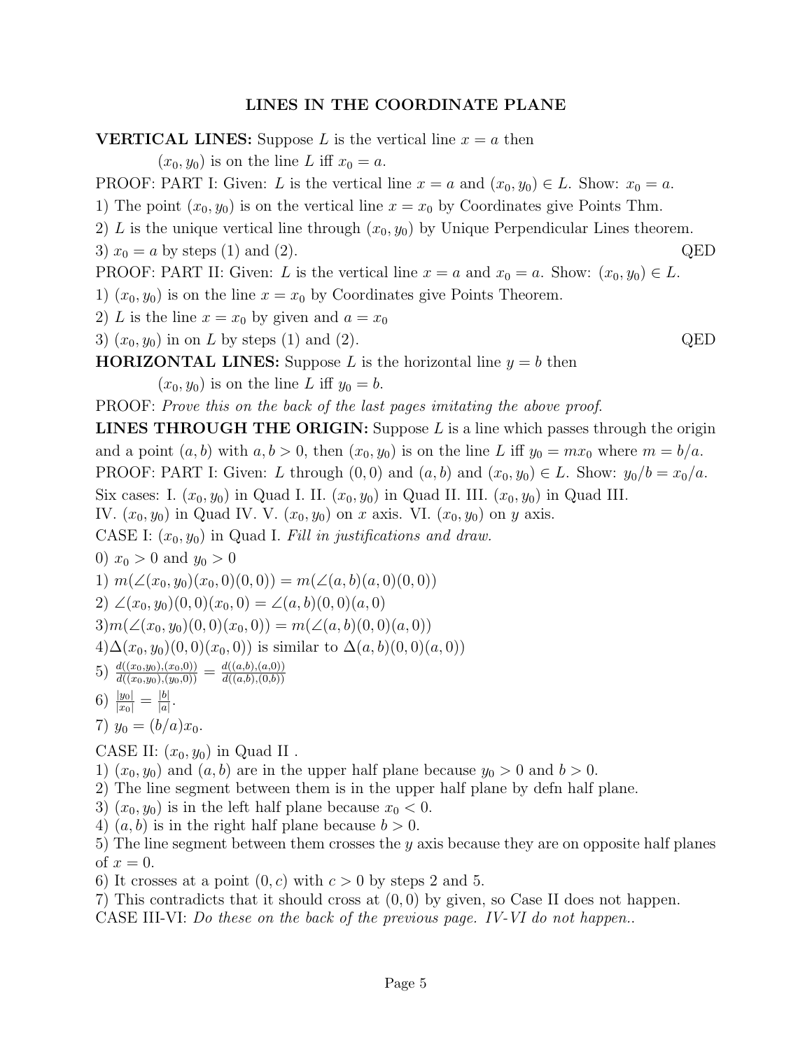## LINES IN THE COORDINATE PLANE

**VERTICAL LINES:** Suppose $L$ is the vertical line $x = a$ then

$(x_0, y_0)$ is on the line $L$ iff $x_0 = a$.

PROOF: PART I: Given: $L$ is the vertical line $x = a$ and $(x_0, y_0) \in L$. Show: $x_0 = a$.

1) The point $(x_0, y_0)$ is on the vertical line $x = x_0$ by Coordinates give Points Thm.
2) $L$ is the unique vertical line through $(x_0, y_0)$ by Unique Perpendicular Lines theorem.
3) $x_0 = a$ by steps (1) and (2). QED

PROOF: PART II: Given: $L$ is the vertical line $x = a$ and $x_0 = a$. Show: $(x_0, y_0) \in L$.

1) $(x_0, y_0)$ is on the line $x = x_0$ by Coordinates give Points Theorem.
2) $L$ is the line $x = x_0$ by given and $a = x_0$
3) $(x_0, y_0)$ in on $L$ by steps (1) and (2). QED

**HORIZONTAL LINES:** Suppose $L$ is the horizontal line $y = b$ then

$(x_0, y_0)$ is on the line $L$ iff $y_0 = b$.

PROOF: *Prove this on the back of the last pages imitating the above proof.*

**LINES THROUGH THE ORIGIN:** Suppose $L$ is a line which passes through the origin and a point $(a, b)$ with $a, b > 0$, then $(x_0, y_0)$ is on the line $L$ iff $y_0 = mx_0$ where $m = b/a$.

PROOF: PART I: Given: $L$ through $(0, 0)$ and $(a, b)$ and $(x_0, y_0) \in L$. Show: $y_0/b = x_0/a$.

Six cases: I. $(x_0, y_0)$ in Quad I. II. $(x_0, y_0)$ in Quad II. III. $(x_0, y_0)$ in Quad III.
IV. $(x_0, y_0)$ in Quad IV. V. $(x_0, y_0)$ on $x$ axis. VI. $(x_0, y_0)$ on $y$ axis.

CASE I: $(x_0, y_0)$ in Quad I. *Fill in justifications and draw.*

0) $x_0 > 0$ and $y_0 > 0$
1) $m(\angle(x_0, y_0)(x_0, 0)(0, 0)) = m(\angle(a, b)(a, 0)(0, 0))$
2) $\angle(x_0, y_0)(0, 0)(x_0, 0) = \angle(a, b)(0, 0)(a, 0)$
3) $m(\angle(x_0, y_0)(0, 0)(x_0, 0)) = m(\angle(a, b)(0, 0)(a, 0))$
4) $\Delta(x_0, y_0)(0, 0)(x_0, 0))$ is similar to $\Delta(a, b)(0, 0)(a, 0))$
5) $\frac{d((x_0,y_0),(x_0,0))}{d((x_0,y_0),(y_0,0))} = \frac{d((a,b),(a,0))}{d((a,b),(0,b))}$
6) $\frac{|y_0|}{|x_0|} = \frac{|b|}{|a|}$.
7) $y_0 = (b/a)x_0$.

CASE II: $(x_0, y_0)$ in Quad II .

1) $(x_0, y_0)$ and $(a, b)$ are in the upper half plane because $y_0 > 0$ and $b > 0$.
2) The line segment between them is in the upper half plane by defn half plane.
3) $(x_0, y_0)$ is in the left half plane because $x_0 < 0$.
4) $(a, b)$ is in the right half plane because $b > 0$.
5) The line segment between them crosses the $y$ axis because they are on opposite half planes of $x = 0$.
6) It crosses at a point $(0, c)$ with $c > 0$ by steps 2 and 5.
7) This contradicts that it should cross at $(0, 0)$ by given, so Case II does not happen.

CASE III-VI: *Do these on the back of the previous page. IV-VI do not happen..*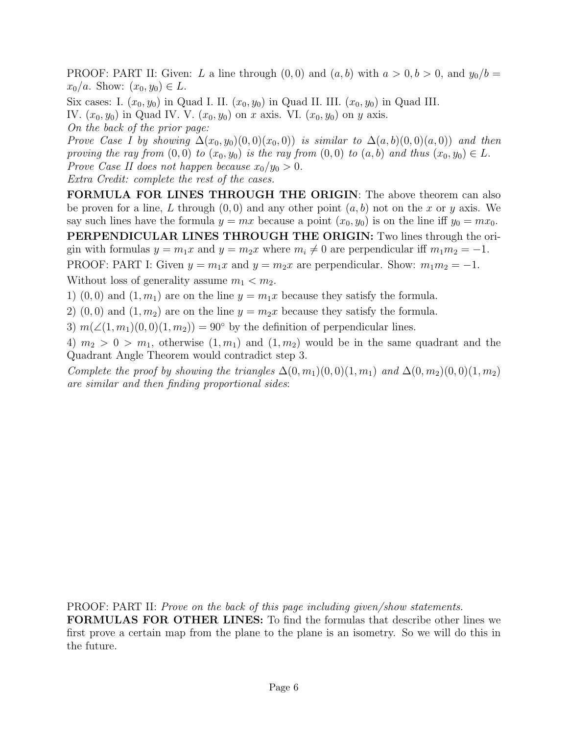PROOF: PART II: Given: $L$ a line through $(0,0)$ and $(a,b)$ with $a>0, b>0$, and $y_0/b = x_0/a$. Show: $(x_0,y_0) \in L$.

Six cases: I. $(x_0,y_0)$ in Quad I. II. $(x_0,y_0)$ in Quad II. III. $(x_0,y_0)$ in Quad III. IV. $(x_0,y_0)$ in Quad IV. V. $(x_0,y_0)$ on $x$ axis. VI. $(x_0,y_0)$ on $y$ axis.

*On the back of the prior page:*

*Prove Case I by showing $\Delta(x_0,y_0)(0,0)(x_0,0))$ is similar to $\Delta(a,b)(0,0)(a,0))$ and then proving the ray from $(0,0)$ to $(x_0,y_0)$ is the ray from $(0,0)$ to $(a,b)$ and thus $(x_0,y_0) \in L$.*

*Prove Case II does not happen because $x_0/y_0 > 0$.*

*Extra Credit: complete the rest of the cases.*

**FORMULA FOR LINES THROUGH THE ORIGIN**: The above theorem can also be proven for a line, $L$ through $(0,0)$ and any other point $(a,b)$ not on the $x$ or $y$ axis. We say such lines have the formula $y = mx$ because a point $(x_0,y_0)$ is on the line iff $y_0 = mx_0$.

**PERPENDICULAR LINES THROUGH THE ORIGIN:** Two lines through the origin with formulas $y = m_1 x$ and $y = m_2 x$ where $m_i \neq 0$ are perpendicular iff $m_1 m_2 = -1$.

PROOF: PART I: Given $y = m_1 x$ and $y = m_2 x$ are perpendicular. Show: $m_1 m_2 = -1$.

Without loss of generality assume $m_1 < m_2$.

1) $(0,0)$ and $(1,m_1)$ are on the line $y = m_1 x$ because they satisfy the formula.

2) $(0,0)$ and $(1,m_2)$ are on the line $y = m_2 x$ because they satisfy the formula.

3) $m(\angle(1,m_1)(0,0)(1,m_2)) = 90^\circ$ by the definition of perpendicular lines.

4) $m_2 > 0 > m_1$, otherwise $(1,m_1)$ and $(1,m_2)$ would be in the same quadrant and the Quadrant Angle Theorem would contradict step 3.

*Complete the proof by showing the triangles $\Delta(0,m_1)(0,0)(1,m_1)$ and $\Delta(0,m_2)(0,0)(1,m_2)$ are similar and then finding proportional sides*:

PROOF: PART II: *Prove on the back of this page including given/show statements.*

**FORMULAS FOR OTHER LINES:** To find the formulas that describe other lines we first prove a certain map from the plane to the plane is an isometry. So we will do this in the future.